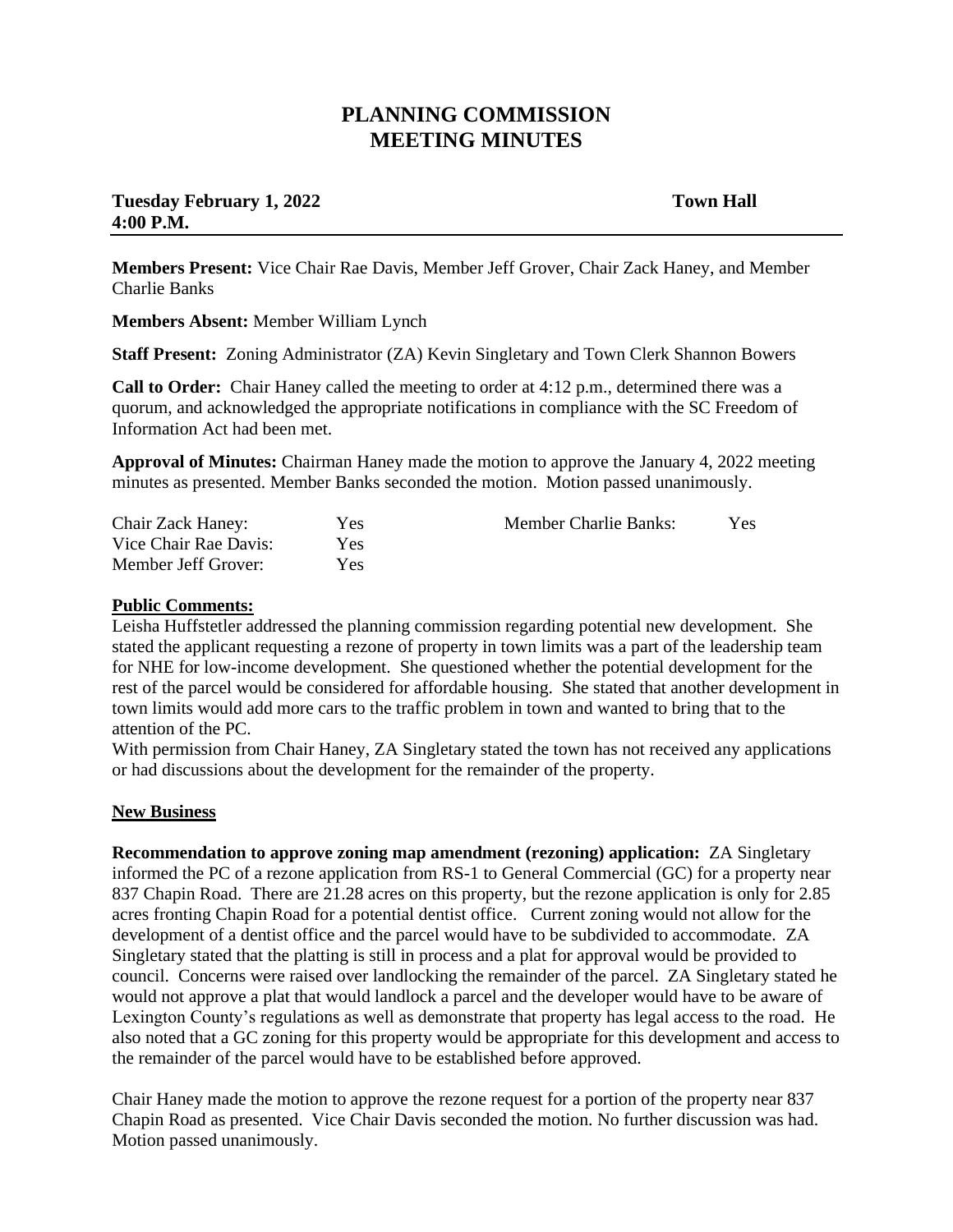# PLANNING COMMISSION MEETING MINUTES

**Tuesday February 1, 2022** **Town Hall**
**4:00 P.M.**

---

**Members Present:** Vice Chair Rae Davis, Member Jeff Grover, Chair Zack Haney, and Member Charlie Banks

**Members Absent:** Member William Lynch

**Staff Present:** Zoning Administrator (ZA) Kevin Singletary and Town Clerk Shannon Bowers

**Call to Order:** Chair Haney called the meeting to order at 4:12 p.m., determined there was a quorum, and acknowledged the appropriate notifications in compliance with the SC Freedom of Information Act had been met.

**Approval of Minutes:** Chairman Haney made the motion to approve the January 4, 2022 meeting minutes as presented. Member Banks seconded the motion. Motion passed unanimously.

| | | | |
|---|---|---|---|
| Chair Zack Haney: | Yes | Member Charlie Banks: | Yes |
| Vice Chair Rae Davis: | Yes | | |
| Member Jeff Grover: | Yes | | |

**Public Comments:**

Leisha Huffstetler addressed the planning commission regarding potential new development. She stated the applicant requesting a rezone of property in town limits was a part of the leadership team for NHE for low-income development. She questioned whether the potential development for the rest of the parcel would be considered for affordable housing. She stated that another development in town limits would add more cars to the traffic problem in town and wanted to bring that to the attention of the PC.

With permission from Chair Haney, ZA Singletary stated the town has not received any applications or had discussions about the development for the remainder of the property.

**New Business**

**Recommendation to approve zoning map amendment (rezoning) application:** ZA Singletary informed the PC of a rezone application from RS-1 to General Commercial (GC) for a property near 837 Chapin Road. There are 21.28 acres on this property, but the rezone application is only for 2.85 acres fronting Chapin Road for a potential dentist office. Current zoning would not allow for the development of a dentist office and the parcel would have to be subdivided to accommodate. ZA Singletary stated that the platting is still in process and a plat for approval would be provided to council. Concerns were raised over landlocking the remainder of the parcel. ZA Singletary stated he would not approve a plat that would landlock a parcel and the developer would have to be aware of Lexington County's regulations as well as demonstrate that property has legal access to the road. He also noted that a GC zoning for this property would be appropriate for this development and access to the remainder of the parcel would have to be established before approved.

Chair Haney made the motion to approve the rezone request for a portion of the property near 837 Chapin Road as presented. Vice Chair Davis seconded the motion. No further discussion was had. Motion passed unanimously.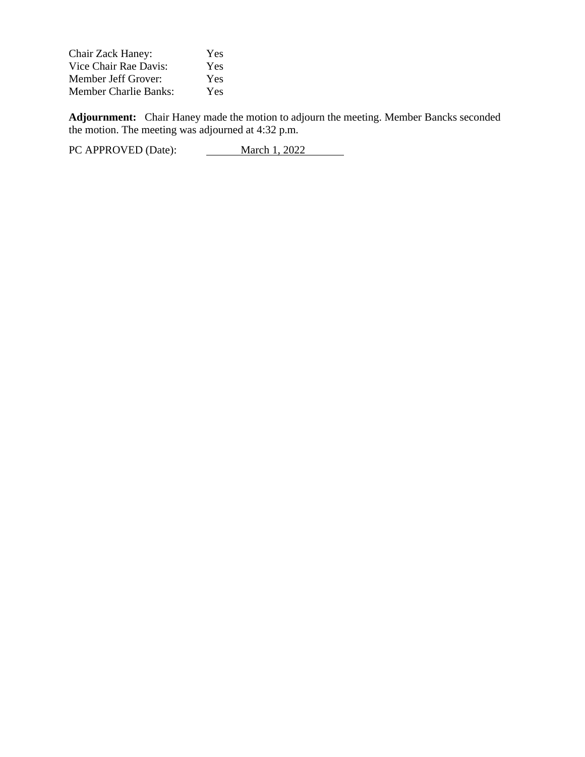| | |
|---|---|
| Chair Zack Haney: | Yes |
| Vice Chair Rae Davis: | Yes |
| Member Jeff Grover: | Yes |
| Member Charlie Banks: | Yes |

**Adjournment:** Chair Haney made the motion to adjourn the meeting. Member Bancks seconded the motion. The meeting was adjourned at 4:32 p.m.

PC APPROVED (Date): March 1, 2022